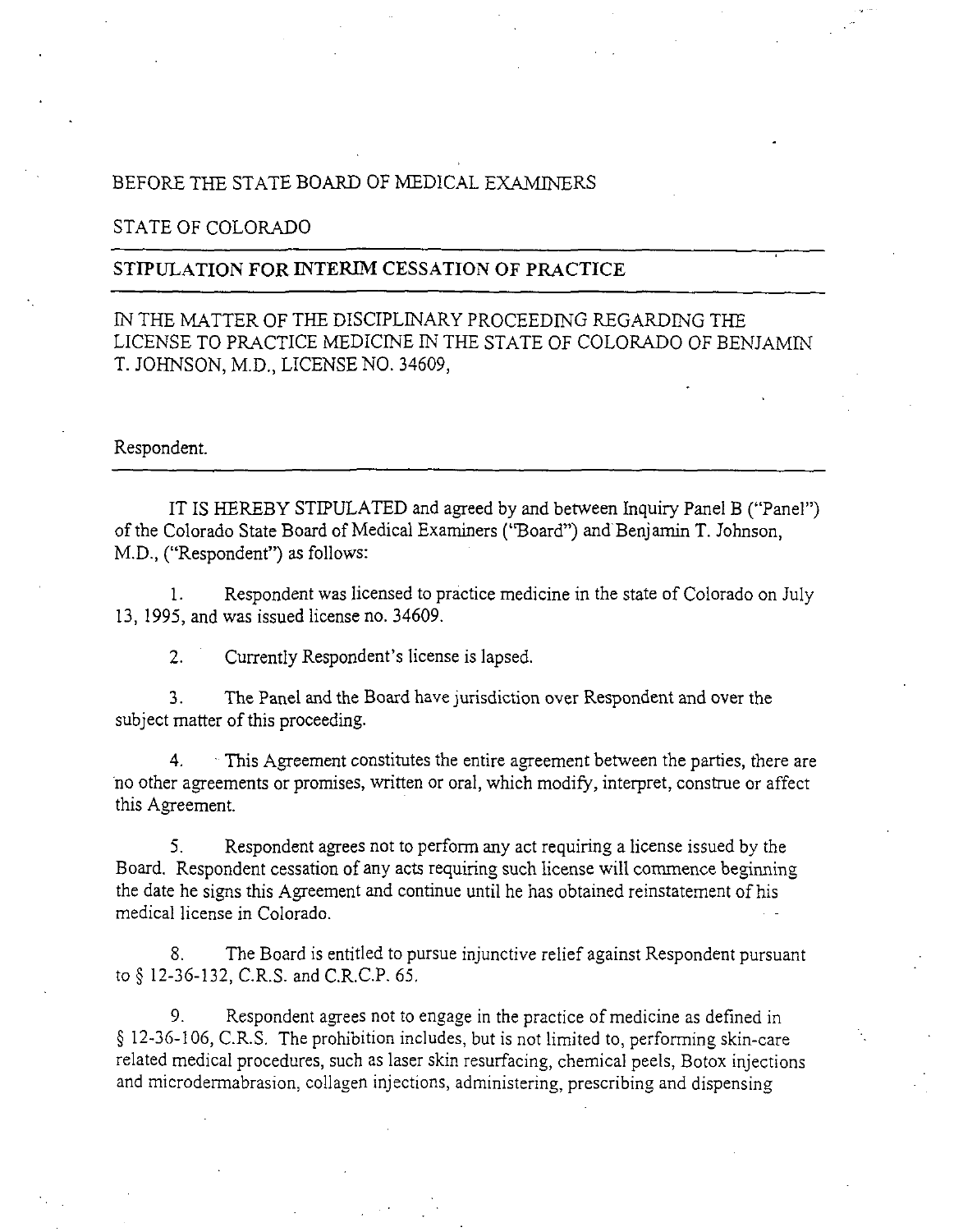BEFORE THE STATE BOARD OF MEDICAL EXAMINERS

STATE OF COLORADO

---

**STIPULATION FOR INTERIM CESSATION OF PRACTICE**

---

IN THE MATTER OF THE DISCIPLINARY PROCEEDING REGARDING THE LICENSE TO PRACTICE MEDICINE IN THE STATE OF COLORADO OF BENJAMIN T. JOHNSON, M.D., LICENSE NO. 34609,

Respondent.

---

IT IS HEREBY STIPULATED and agreed by and between Inquiry Panel B ("Panel") of the Colorado State Board of Medical Examiners ("Board") and Benjamin T. Johnson, M.D., ("Respondent") as follows:

1. Respondent was licensed to practice medicine in the state of Colorado on July 13, 1995, and was issued license no. 34609.

2. Currently Respondent's license is lapsed.

3. The Panel and the Board have jurisdiction over Respondent and over the subject matter of this proceeding.

4. This Agreement constitutes the entire agreement between the parties, there are no other agreements or promises, written or oral, which modify, interpret, construe or affect this Agreement.

5. Respondent agrees not to perform any act requiring a license issued by the Board. Respondent cessation of any acts requiring such license will commence beginning the date he signs this Agreement and continue until he has obtained reinstatement of his medical license in Colorado.

8. The Board is entitled to pursue injunctive relief against Respondent pursuant to § 12-36-132, C.R.S. and C.R.C.P. 65.

9. Respondent agrees not to engage in the practice of medicine as defined in § 12-36-106, C.R.S. The prohibition includes, but is not limited to, performing skin-care related medical procedures, such as laser skin resurfacing, chemical peels, Botox injections and microdermabrasion, collagen injections, administering, prescribing and dispensing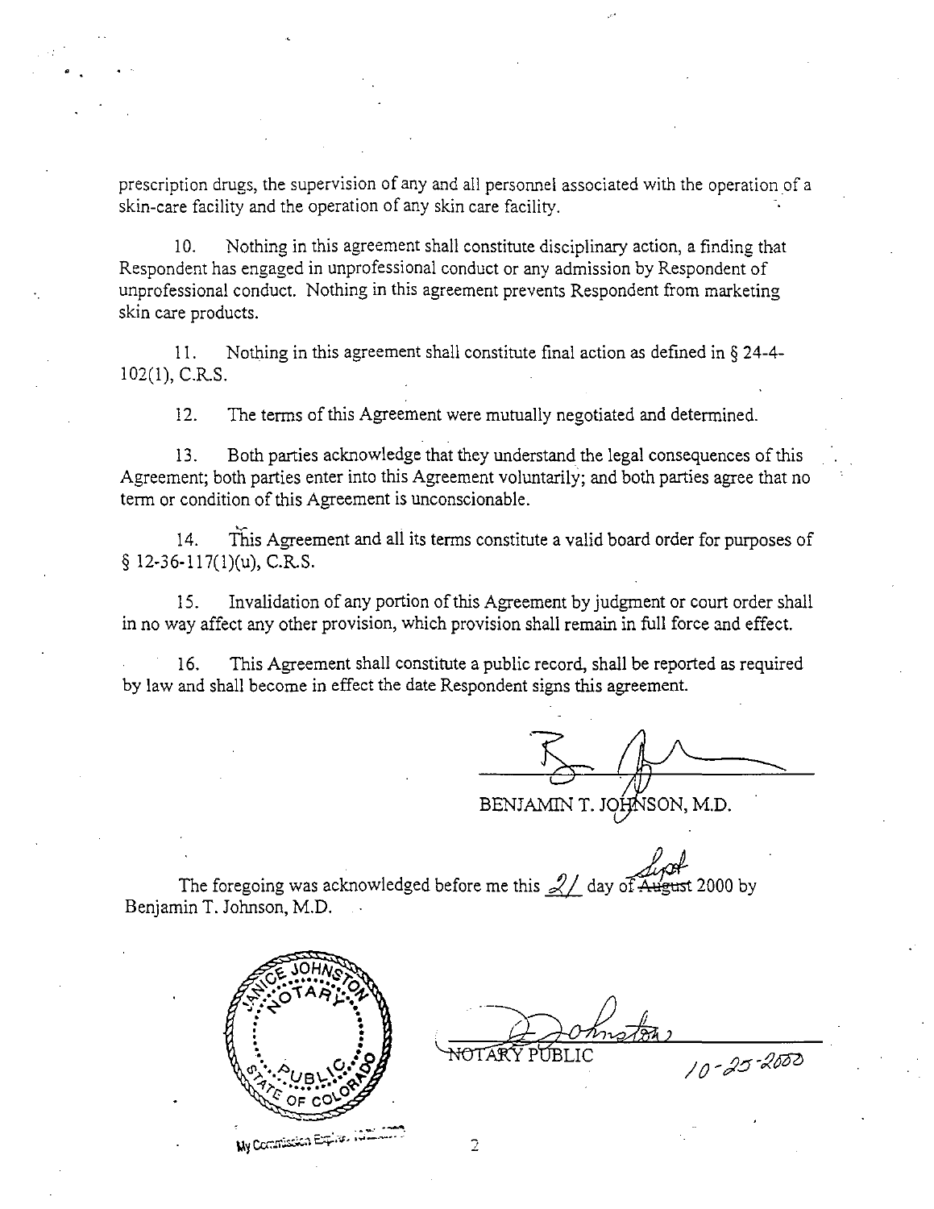prescription drugs, the supervision of any and all personnel associated with the operation of a skin-care facility and the operation of any skin care facility.

10. Nothing in this agreement shall constitute disciplinary action, a finding that Respondent has engaged in unprofessional conduct or any admission by Respondent of unprofessional conduct. Nothing in this agreement prevents Respondent from marketing skin care products.

11. Nothing in this agreement shall constitute final action as defined in § 24-4-102(1), C.R.S.

12. The terms of this Agreement were mutually negotiated and determined.

13. Both parties acknowledge that they understand the legal consequences of this Agreement; both parties enter into this Agreement voluntarily; and both parties agree that no term or condition of this Agreement is unconscionable.

14. This Agreement and all its terms constitute a valid board order for purposes of § 12-36-117(1)(u), C.R.S.

15. Invalidation of any portion of this Agreement by judgment or court order shall in no way affect any other provision, which provision shall remain in full force and effect.

16. This Agreement shall constitute a public record, shall be reported as required by law and shall become in effect the date Respondent signs this agreement.

BENJAMIN T. JOHNSON, M.D.

The foregoing was acknowledged before me this 21 day of ~~August~~ Sept 2000 by Benjamin T. Johnson, M.D.

JANICE JOHNSTON NOTARY PUBLIC STATE OF COLORADO

NOTARY PUBLIC

10-25-2000

My Commission Expires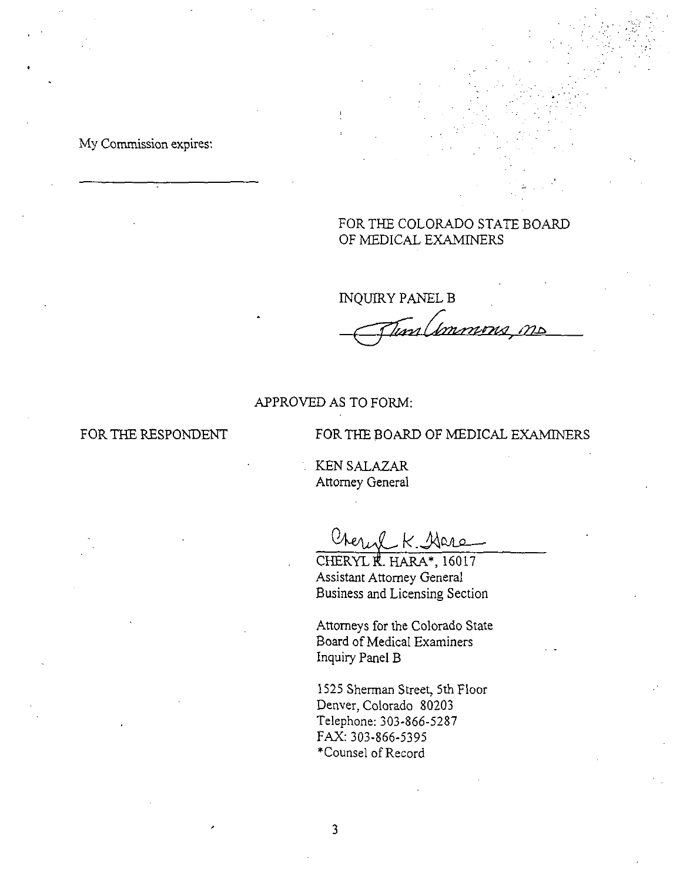My Commission expires:

______________________

FOR THE COLORADO STATE BOARD
OF MEDICAL EXAMINERS

INQUIRY PANEL B

Jim Ammons, MD

APPROVED AS TO FORM:

FOR THE RESPONDENT

FOR THE BOARD OF MEDICAL EXAMINERS

KEN SALAZAR
Attorney General

Cheryl K. Hara

CHERYL K. HARA*, 16017
Assistant Attorney General
Business and Licensing Section

Attorneys for the Colorado State
Board of Medical Examiners
Inquiry Panel B

1525 Sherman Street, 5th Floor
Denver, Colorado 80203
Telephone: 303-866-5287
FAX: 303-866-5395
*Counsel of Record